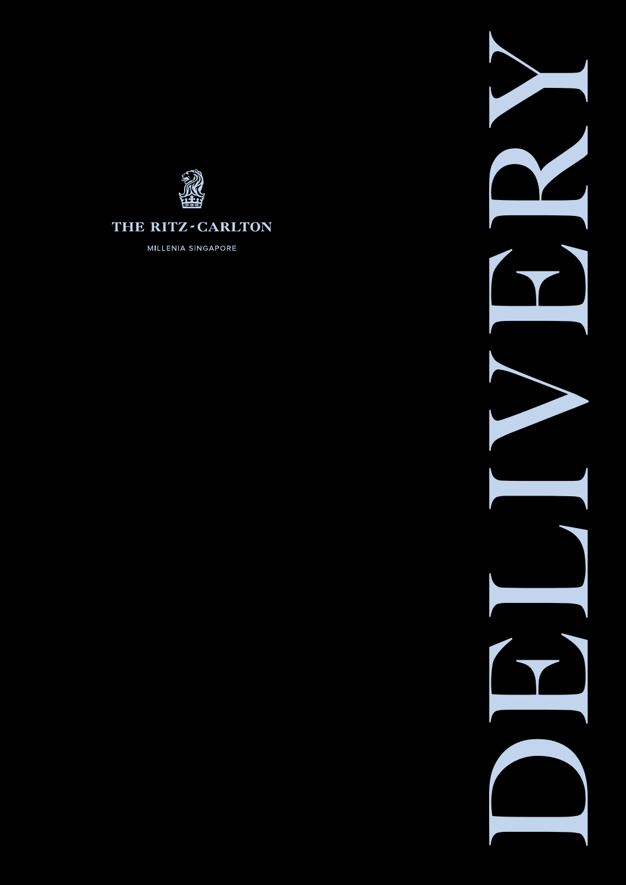THE RITZ-CARLTON

MILLENIA SINGAPORE

# DELIVERY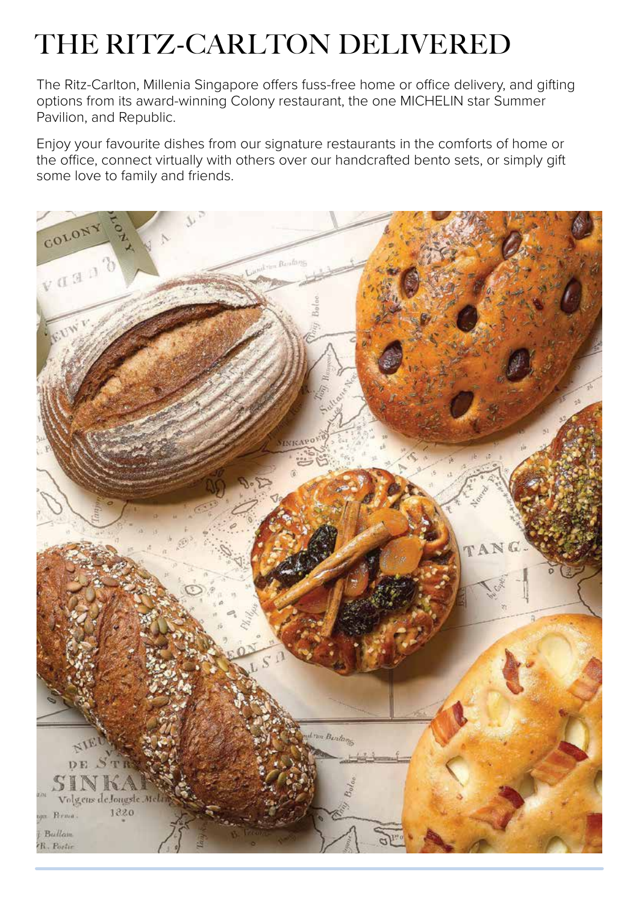# THE RITZ-CARLTON DELIVERED

The Ritz-Carlton, Millenia Singapore offers fuss-free home or office delivery, and gifting options from its award-winning Colony restaurant, the one MICHELIN star Summer Pavilion, and Republic.

Enjoy your favourite dishes from our signature restaurants in the comforts of home or the office, connect virtually with others over our handcrafted bento sets, or simply gift some love to family and friends.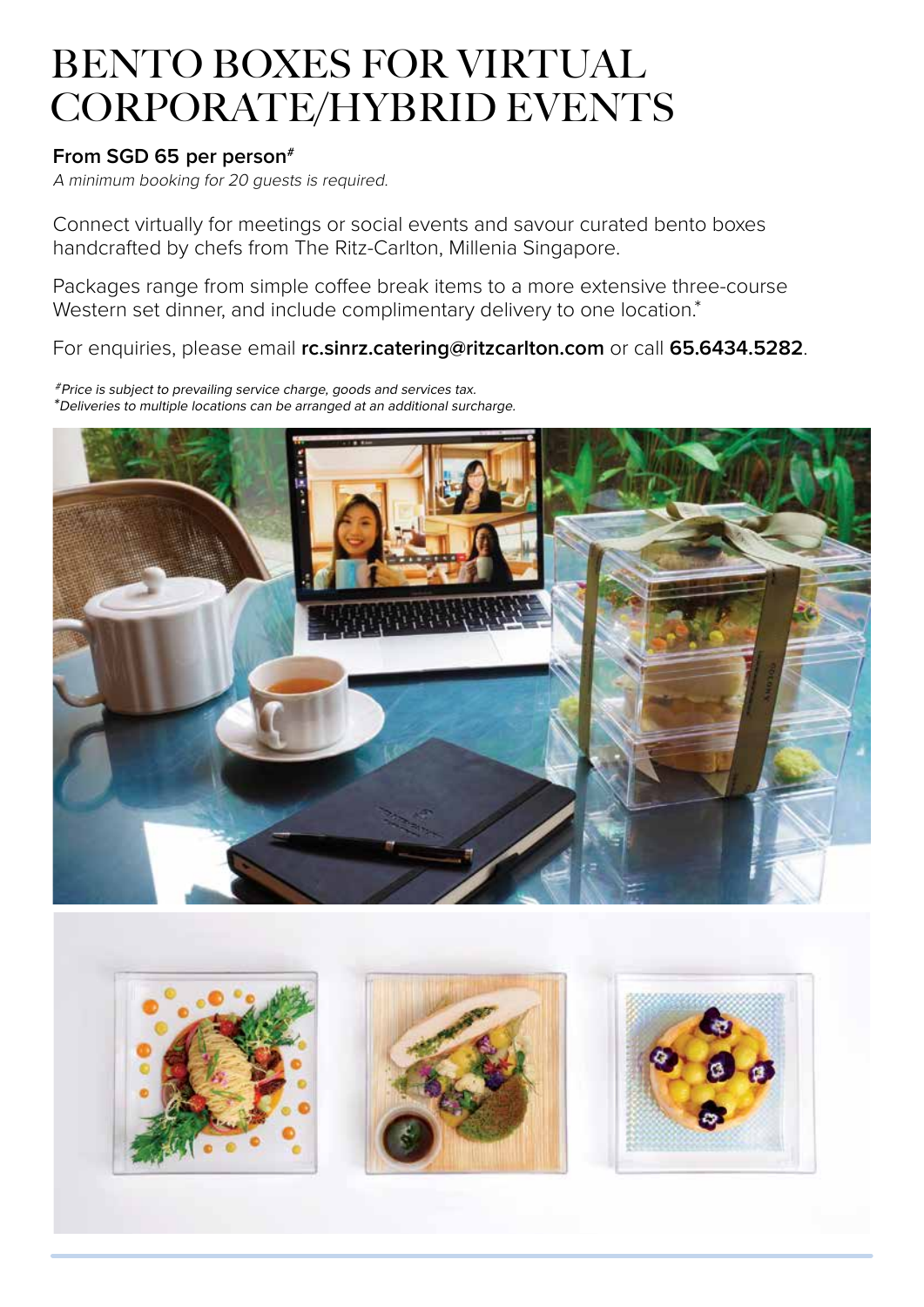# BENTO BOXES FOR VIRTUAL CORPORATE/HYBRID EVENTS

**From SGD 65 per person#**

*A minimum booking for 20 guests is required.*

Connect virtually for meetings or social events and savour curated bento boxes handcrafted by chefs from The Ritz-Carlton, Millenia Singapore.

Packages range from simple coffee break items to a more extensive three-course Western set dinner, and include complimentary delivery to one location.*

For enquiries, please email **rc.sinrz.catering@ritzcarlton.com** or call **65.6434.5282**.

*#Price is subject to prevailing service charge, goods and services tax.*
**Deliveries to multiple locations can be arranged at an additional surcharge.*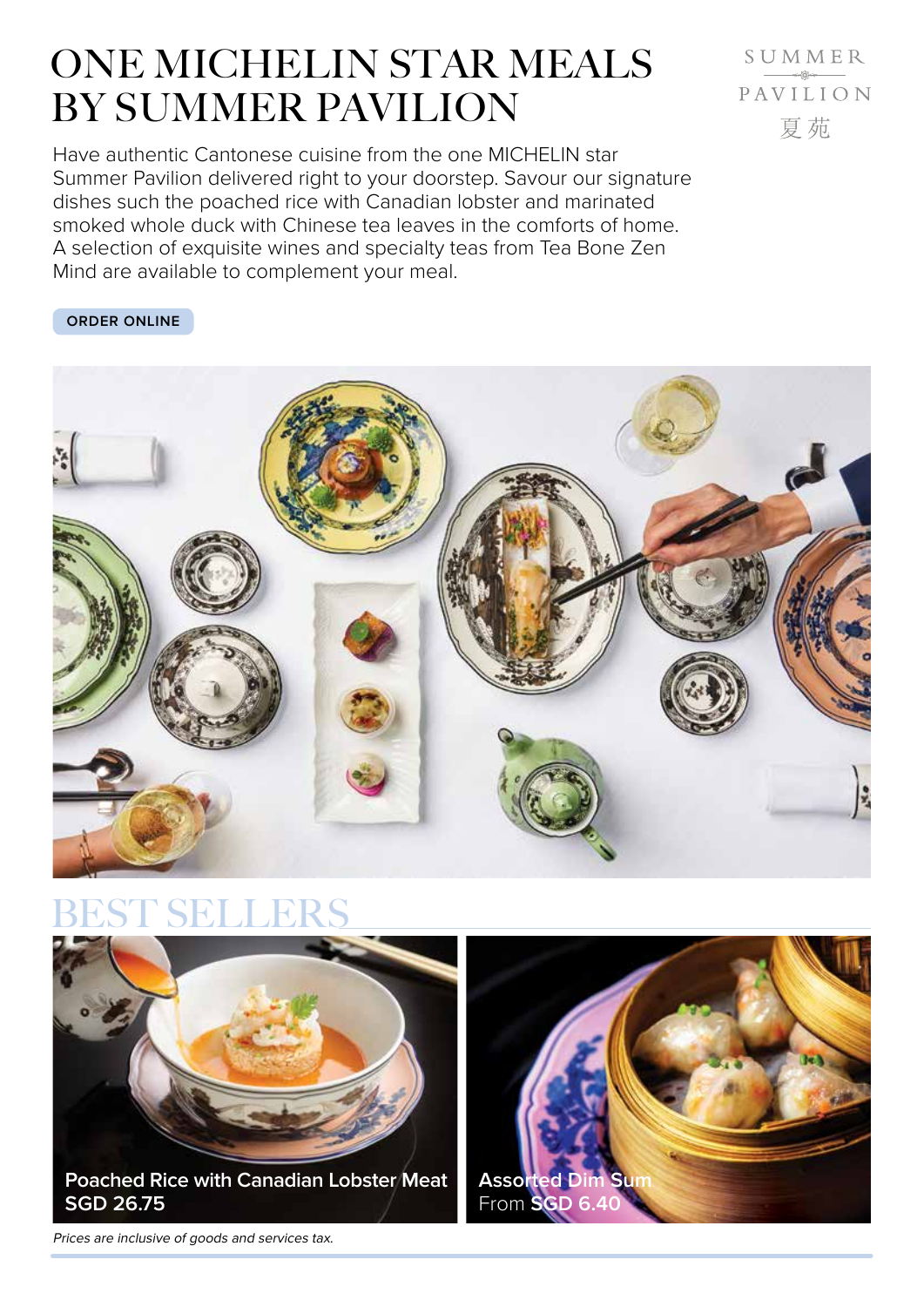# ONE MICHELIN STAR MEALS BY SUMMER PAVILION

SUMMER PAVILION 夏苑

Have authentic Cantonese cuisine from the one MICHELIN star Summer Pavilion delivered right to your doorstep. Savour our signature dishes such the poached rice with Canadian lobster and marinated smoked whole duck with Chinese tea leaves in the comforts of home. A selection of exquisite wines and specialty teas from Tea Bone Zen Mind are available to complement your meal.

ORDER ONLINE

## BEST SELLERS

**Poached Rice with Canadian Lobster Meat**
**SGD 26.75**

**Assorted Dim Sum**
From **SGD 6.40**

*Prices are inclusive of goods and services tax.*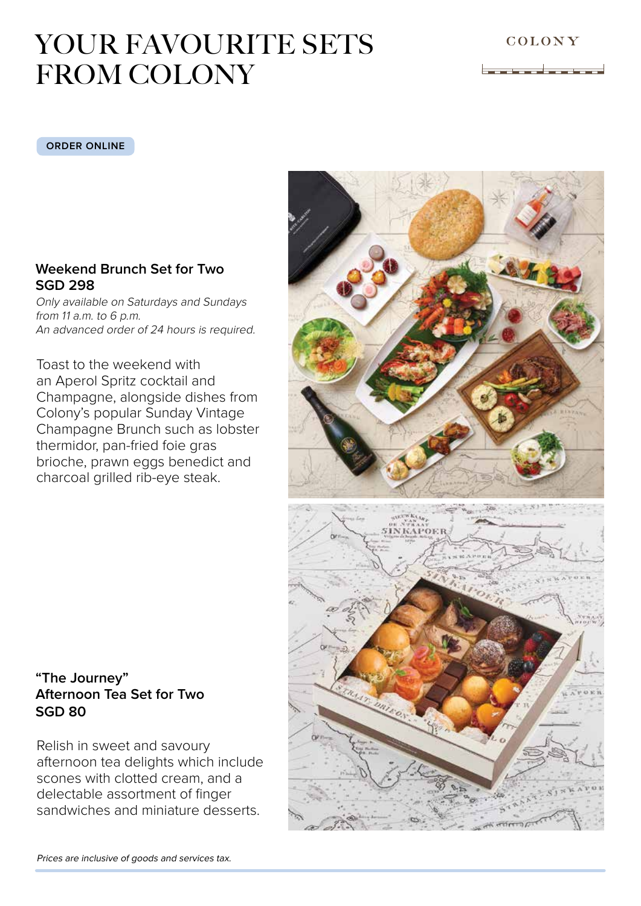# YOUR FAVOURITE SETS FROM COLONY

COLONY

ORDER ONLINE

### Weekend Brunch Set for Two
### SGD 298

*Only available on Saturdays and Sundays from 11 a.m. to 6 p.m.*
*An advanced order of 24 hours is required.*

Toast to the weekend with an Aperol Spritz cocktail and Champagne, alongside dishes from Colony's popular Sunday Vintage Champagne Brunch such as lobster thermidor, pan-fried foie gras brioche, prawn eggs benedict and charcoal grilled rib-eye steak.

### "The Journey" Afternoon Tea Set for Two
### SGD 80

Relish in sweet and savoury afternoon tea delights which include scones with clotted cream, and a delectable assortment of finger sandwiches and miniature desserts.

*Prices are inclusive of goods and services tax.*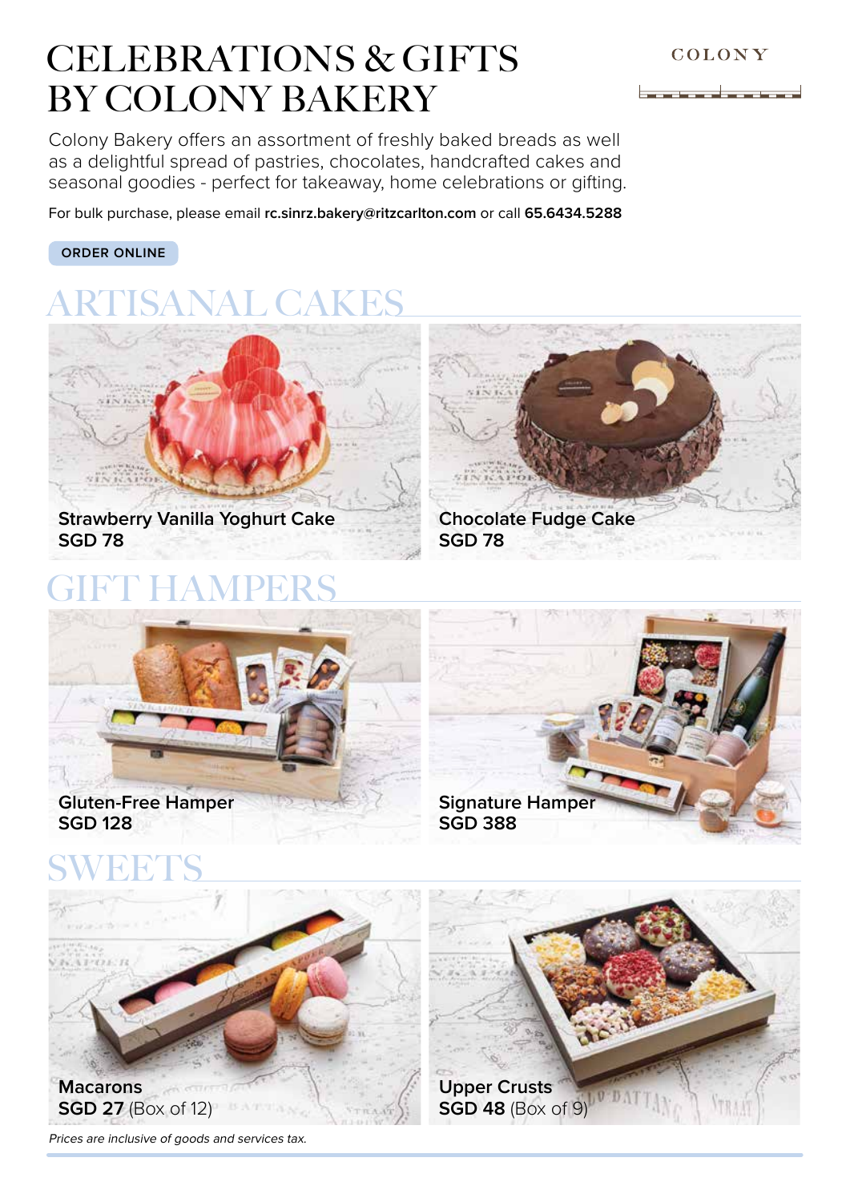# CELEBRATIONS & GIFTS BY COLONY BAKERY

COLONY

Colony Bakery offers an assortment of freshly baked breads as well as a delightful spread of pastries, chocolates, handcrafted cakes and seasonal goodies - perfect for takeaway, home celebrations or gifting.

For bulk purchase, please email **rc.sinrz.bakery@ritzcarlton.com** or call **65.6434.5288**

**ORDER ONLINE**

## ARTISANAL CAKES

**Strawberry Vanilla Yoghurt Cake**
**SGD 78**

**Chocolate Fudge Cake**
**SGD 78**

## GIFT HAMPERS

**Gluten-Free Hamper**
**SGD 128**

**Signature Hamper**
**SGD 388**

## SWEETS

**Macarons**
**SGD 27** (Box of 12)

**Upper Crusts**
**SGD 48** (Box of 9)

*Prices are inclusive of goods and services tax.*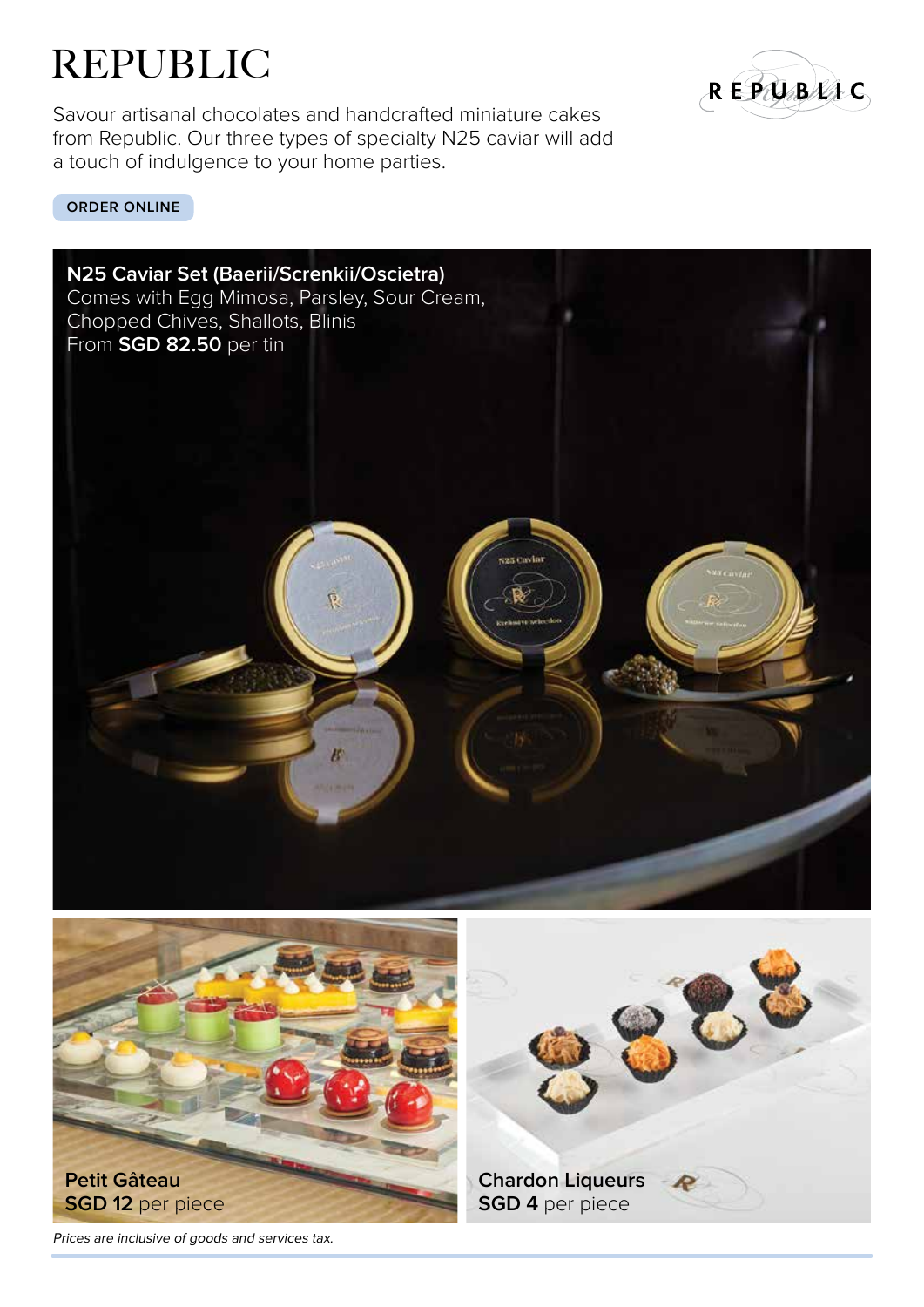# REPUBLIC

Savour artisanal chocolates and handcrafted miniature cakes from Republic. Our three types of specialty N25 caviar will add a touch of indulgence to your home parties.

ORDER ONLINE

**N25 Caviar Set (Baerii/Screnkii/Oscietra)**
Comes with Egg Mimosa, Parsley, Sour Cream, Chopped Chives, Shallots, Blinis
From **SGD 82.50** per tin

**Petit Gâteau**
**SGD 12** per piece

**Chardon Liqueurs**
**SGD 4** per piece

*Prices are inclusive of goods and services tax.*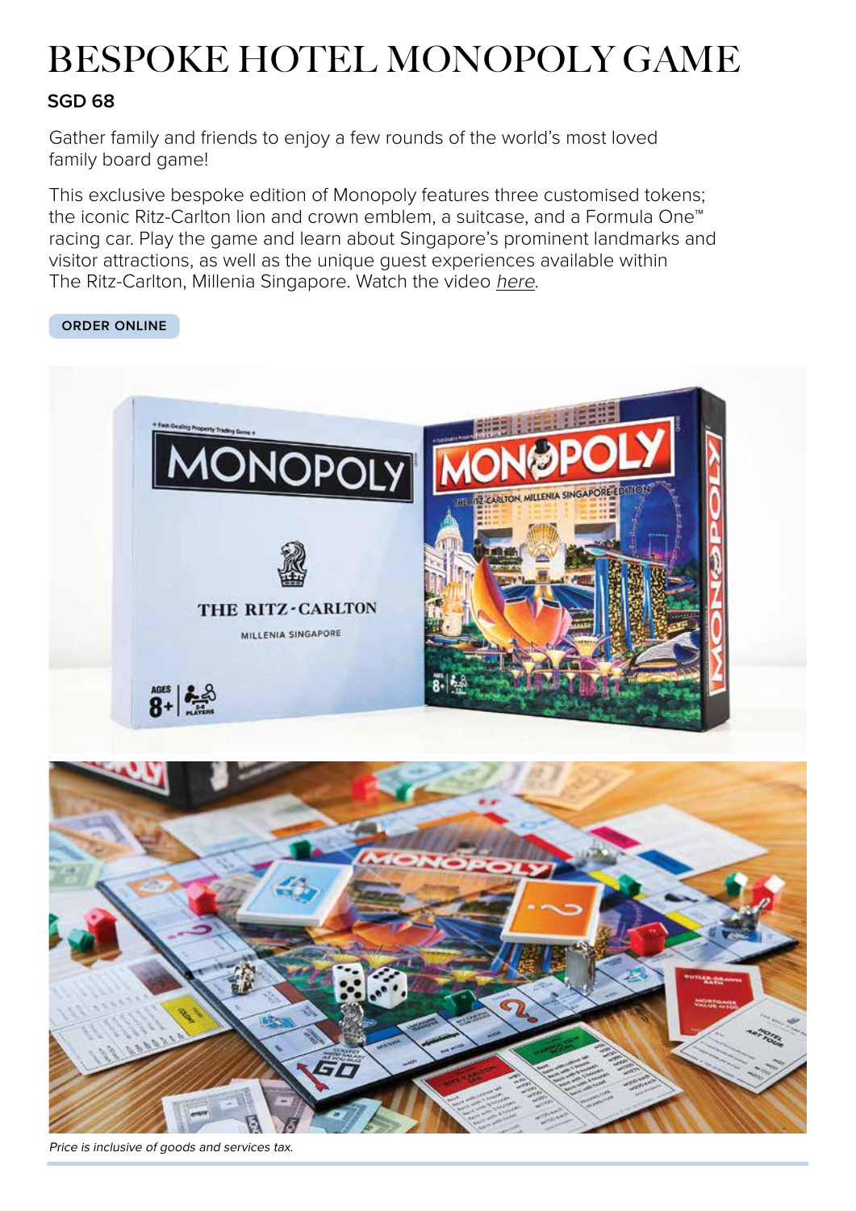# BESPOKE HOTEL MONOPOLY GAME

**SGD 68**

Gather family and friends to enjoy a few rounds of the world's most loved family board game!

This exclusive bespoke edition of Monopoly features three customised tokens; the iconic Ritz-Carlton lion and crown emblem, a suitcase, and a Formula One™ racing car. Play the game and learn about Singapore's prominent landmarks and visitor attractions, as well as the unique guest experiences available within The Ritz-Carlton, Millenia Singapore. Watch the video *here*.

**ORDER ONLINE**

*Price is inclusive of goods and services tax.*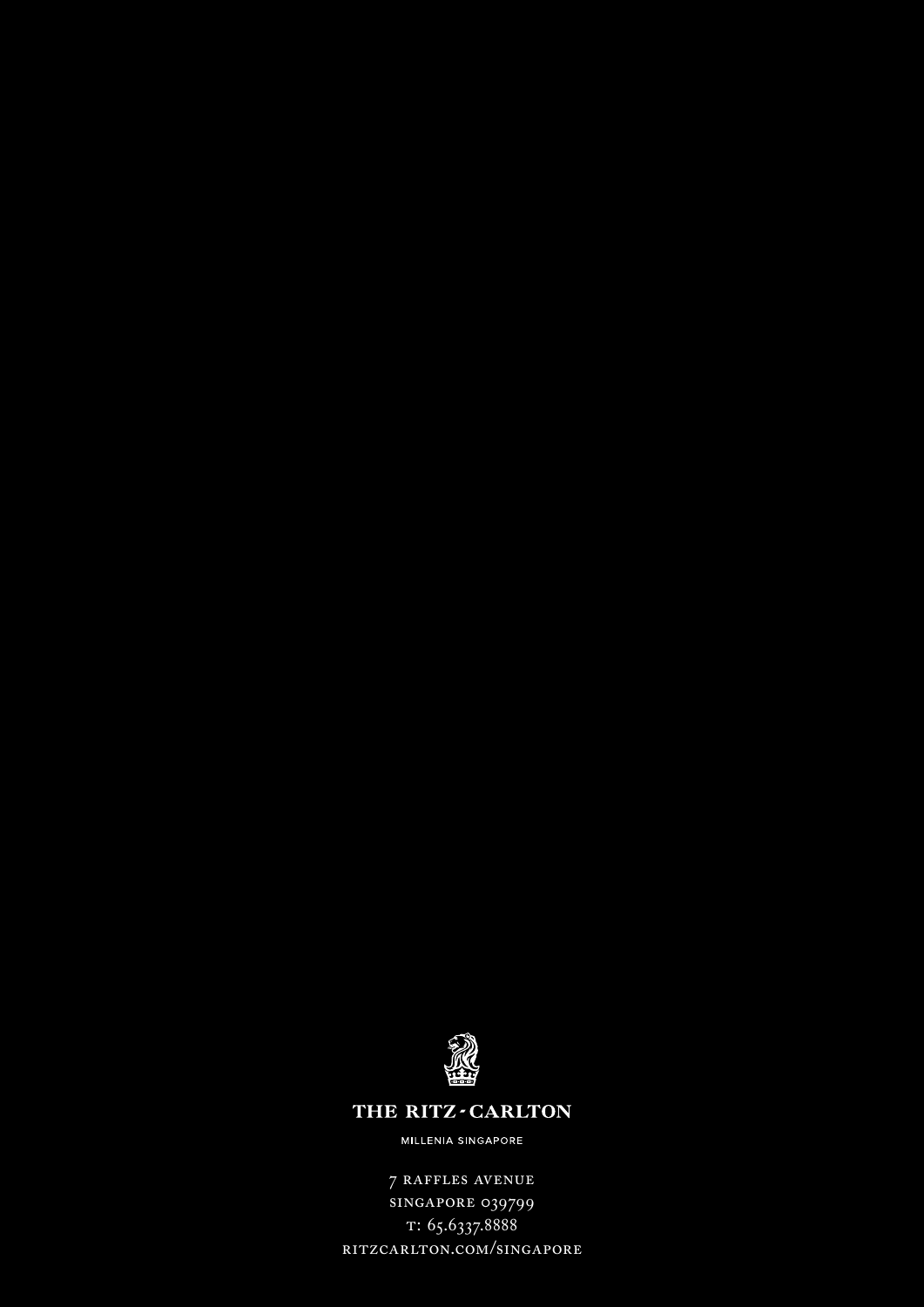THE RITZ-CARLTON

MILLENIA SINGAPORE

7 RAFFLES AVENUE
SINGAPORE 039799
T: 65.6337.8888
RITZCARLTON.COM/SINGAPORE